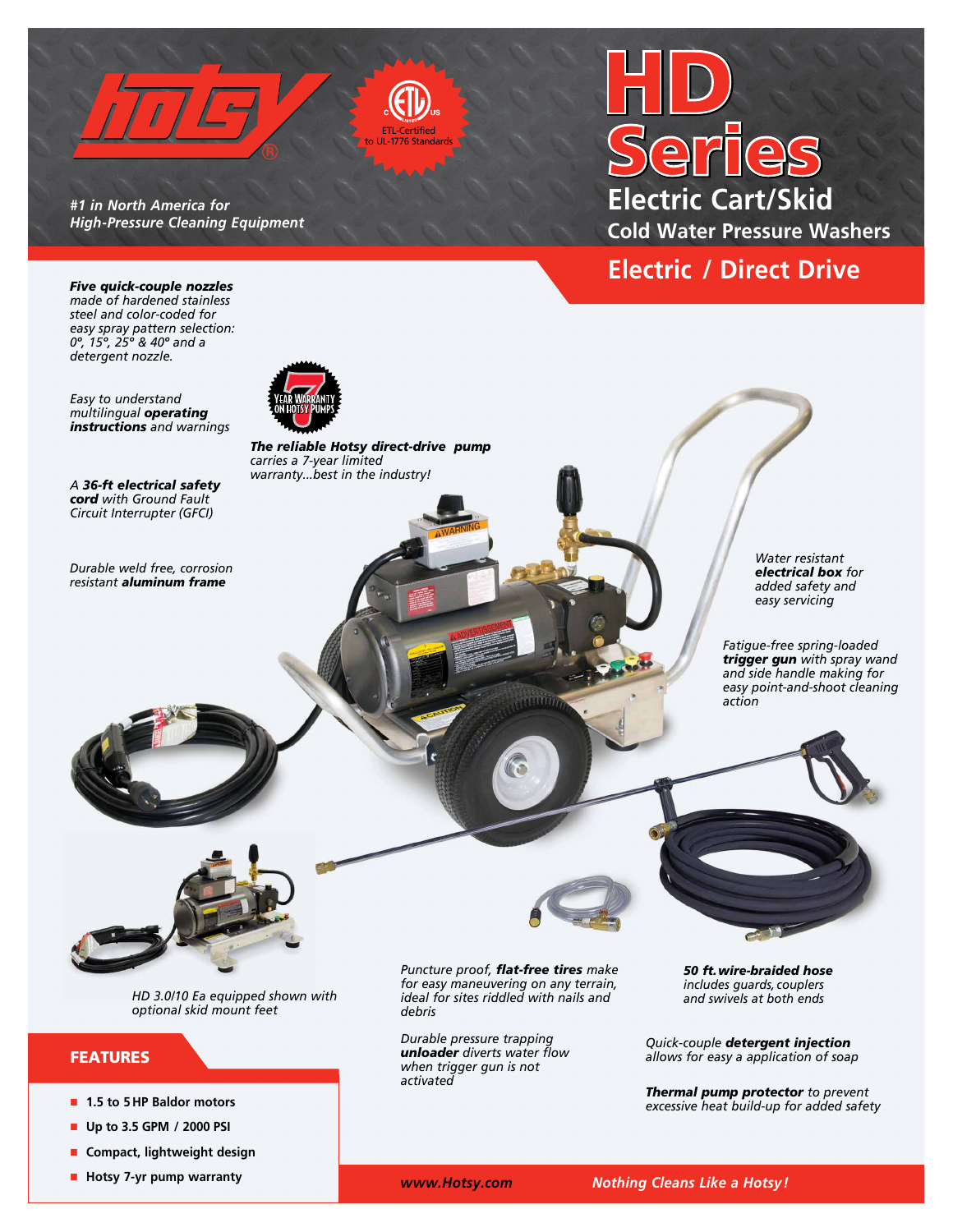# HD Series

## Electric Cart/Skid

### Cold Water Pressure Washers

### Electric / Direct Drive

*#1 in North America for High-Pressure Cleaning Equipment*

ETL-Certified to UL-1776 Standards

7 YEAR WARRANTY ON HOTSY PUMPS

***Five quick-couple nozzles*** *made of hardened stainless steel and color-coded for easy spray pattern selection: 0°, 15°, 25° & 40° and a detergent nozzle.*

*Easy to understand multilingual* ***operating instructions*** *and warnings*

***The reliable Hotsy direct-drive pump*** *carries a 7-year limited warranty...best in the industry!*

*A* ***36-ft electrical safety cord*** *with Ground Fault Circuit Interrupter (GFCI)*

*Durable weld free, corrosion resistant* ***aluminum frame***

*Water resistant* ***electrical box*** *for added safety and easy servicing*

*Fatigue-free spring-loaded* ***trigger gun*** *with spray wand and side handle making for easy point-and-shoot cleaning action*

*HD 3.0/10 Ea equipped shown with optional skid mount feet*

*Puncture proof,* ***flat-free tires*** *make for easy maneuvering on any terrain, ideal for sites riddled with nails and debris*

***50 ft. wire-braided hose*** *includes guards, couplers and swivels at both ends*

*Durable pressure trapping* ***unloader*** *diverts water flow when trigger gun is not activated*

*Quick-couple* ***detergent injection*** *allows for easy a application of soap*

***Thermal pump protector*** *to prevent excessive heat build-up for added safety*

## FEATURES

- 1.5 to 5 HP Baldor motors
- Up to 3.5 GPM / 2000 PSI
- Compact, lightweight design
- Hotsy 7-yr pump warranty

*www.Hotsy.com* *Nothing Cleans Like a Hotsy!*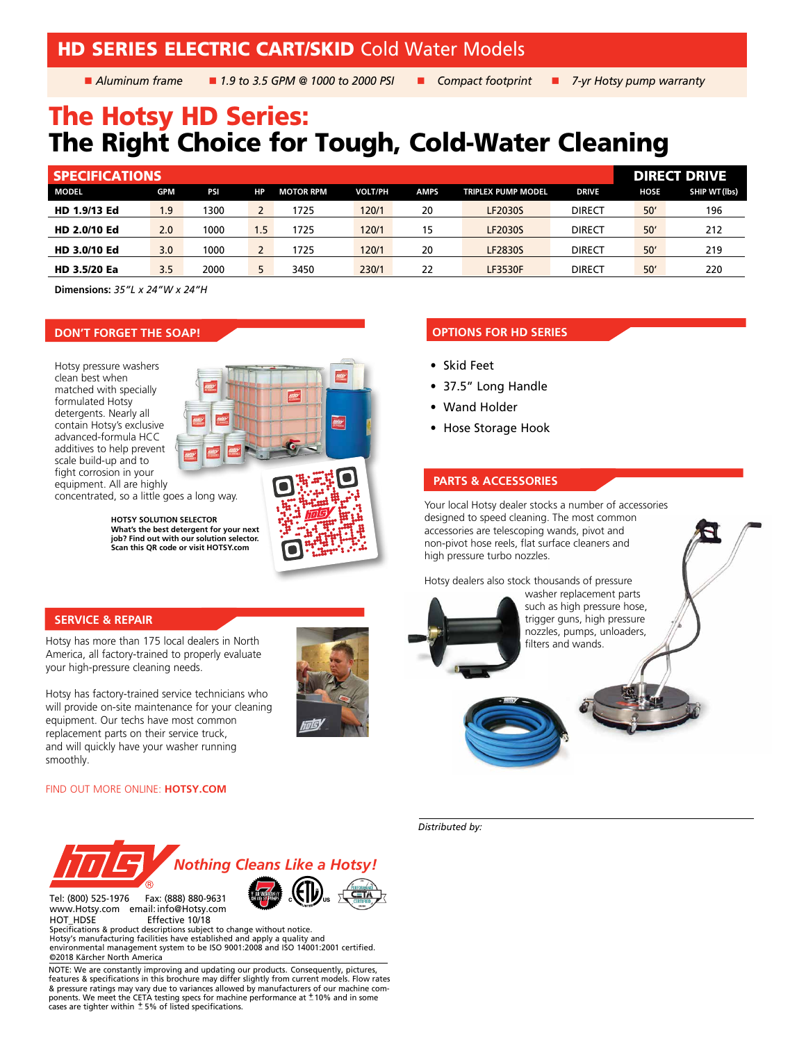# HD SERIES ELECTRIC CART/SKID Cold Water Models

- *Aluminum frame*
- *1.9 to 3.5 GPM @ 1000 to 2000 PSI*
- *Compact footprint*
- *7-yr Hotsy pump warranty*

# The Hotsy HD Series: The Right Choice for Tough, Cold-Water Cleaning

| SPECIFICATIONS | | | | | | | | | DIRECT DRIVE | |
|---|---|---|---|---|---|---|---|---|---|---|
| MODEL | GPM | PSI | HP | MOTOR RPM | VOLT/PH | AMPS | TRIPLEX PUMP MODEL | DRIVE | HOSE | SHIP WT (lbs) |
| **HD 1.9/13 Ed** | 1.9 | 1300 | 2 | 1725 | 120/1 | 20 | LF2030S | DIRECT | 50' | 196 |
| **HD 2.0/10 Ed** | 2.0 | 1000 | 1.5 | 1725 | 120/1 | 15 | LF2030S | DIRECT | 50' | 212 |
| **HD 3.0/10 Ed** | 3.0 | 1000 | 2 | 1725 | 120/1 | 20 | LF2830S | DIRECT | 50' | 219 |
| **HD 3.5/20 Ea** | 3.5 | 2000 | 5 | 3450 | 230/1 | 22 | LF3530F | DIRECT | 50' | 220 |

**Dimensions:** *35"L x 24"W x 24"H*

## DON'T FORGET THE SOAP!

Hotsy pressure washers clean best when matched with specially formulated Hotsy detergents. Nearly all contain Hotsy's exclusive advanced-formula HCC additives to help prevent scale build-up and to fight corrosion in your equipment. All are highly concentrated, so a little goes a long way.

**HOTSY SOLUTION SELECTOR**
**What's the best detergent for your next job? Find out with our solution selector. Scan this QR code or visit HOTSY.com**

## SERVICE & REPAIR

Hotsy has more than 175 local dealers in North America, all factory-trained to properly evaluate your high-pressure cleaning needs.

Hotsy has factory-trained service technicians who will provide on-site maintenance for your cleaning equipment. Our techs have most common replacement parts on their service truck, and will quickly have your washer running smoothly.

FIND OUT MORE ONLINE: **HOTSY.COM**

## OPTIONS FOR HD SERIES

- Skid Feet
- 37.5" Long Handle
- Wand Holder
- Hose Storage Hook

## PARTS & ACCESSORIES

Your local Hotsy dealer stocks a number of accessories designed to speed cleaning. The most common accessories are telescoping wands, pivot and non-pivot hose reels, flat surface cleaners and high pressure turbo nozzles.

Hotsy dealers also stock thousands of pressure washer replacement parts such as high pressure hose, trigger guns, high pressure nozzles, pumps, unloaders, filters and wands.

*Distributed by:*

*Nothing Cleans Like a Hotsy!*

Tel: (800) 525-1976 Fax: (888) 880-9631
www.Hotsy.com email: info@Hotsy.com
HOT_HDSE Effective 10/18
Specifications & product descriptions subject to change without notice.
Hotsy's manufacturing facilities have established and apply a quality and environmental management system to be ISO 9001:2008 and ISO 14001:2001 certified.
©2018 Kärcher North America

NOTE: We are constantly improving and updating our products. Consequently, pictures, features & specifications in this brochure may differ slightly from current models. Flow rates & pressure ratings may vary due to variances allowed by manufacturers of our machine components. We meet the CETA testing specs for machine performance at ±10% and in some cases are tighter within ±5% of listed specifications.